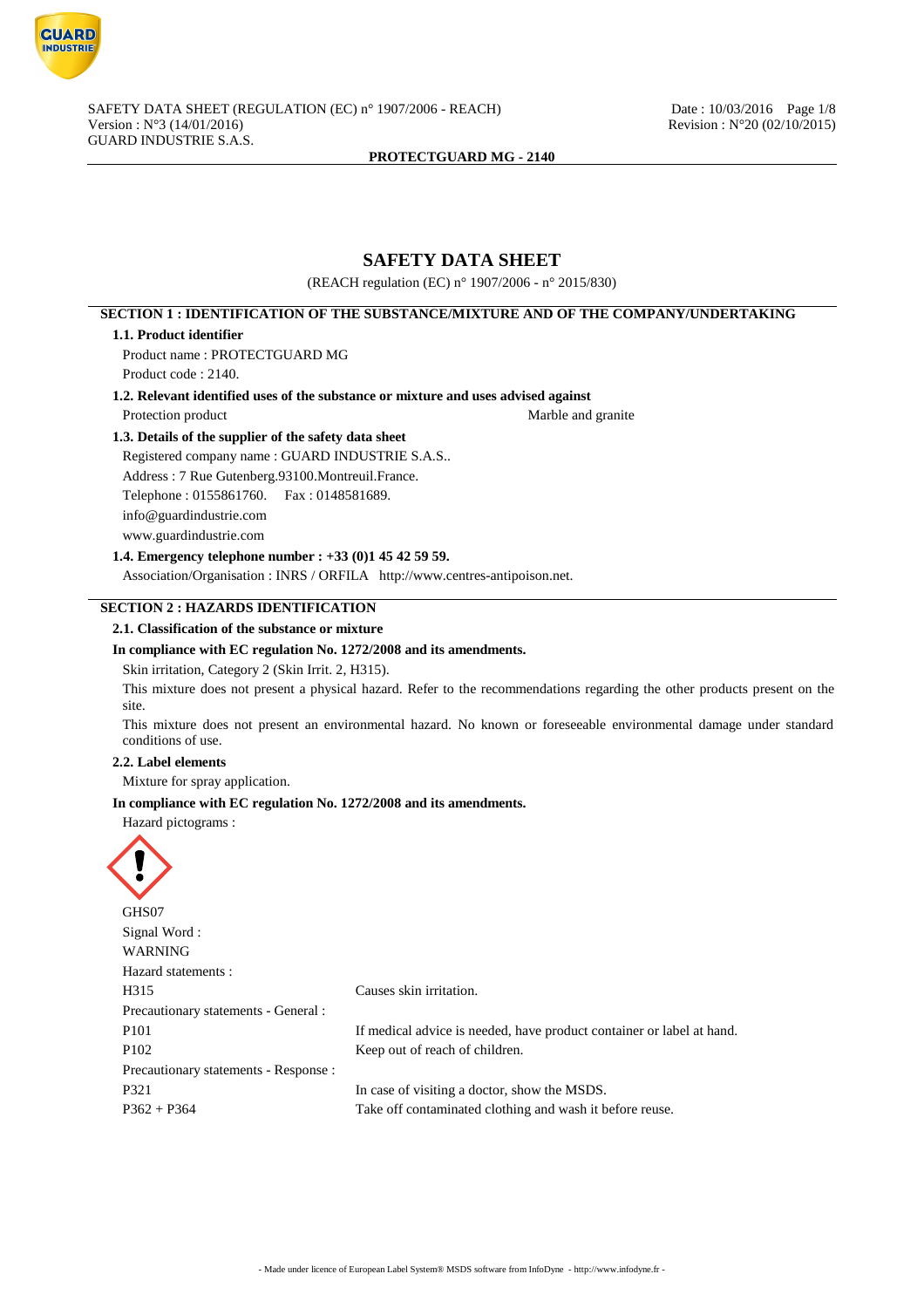# SAFETY DATA SHEET

(REACH regulation (EC) n° 1907/2006 - n° 2015/830)

## SECTION 1 : IDENTIFICATION OF THE SUBSTANCE/MIXTURE AND OF THE COMPANY/UNDERTAKING

### 1.1. Product identifier

Product name : PROTECTGUARD MG

Product code : 2140.

### 1.2. Relevant identified uses of the substance or mixture and uses advised against

Protection product — Marble and granite

### 1.3. Details of the supplier of the safety data sheet

Registered company name : GUARD INDUSTRIE S.A.S..

Address : 7 Rue Gutenberg.93100.Montreuil.France.

Telephone : 0155861760. Fax : 0148581689.

info@guardindustrie.com

www.guardindustrie.com

### 1.4. Emergency telephone number : +33 (0)1 45 42 59 59.

Association/Organisation : INRS / ORFILA http://www.centres-antipoison.net.

## SECTION 2 : HAZARDS IDENTIFICATION

### 2.1. Classification of the substance or mixture

**In compliance with EC regulation No. 1272/2008 and its amendments.**

Skin irritation, Category 2 (Skin Irrit. 2, H315).

This mixture does not present a physical hazard. Refer to the recommendations regarding the other products present on the site.

This mixture does not present an environmental hazard. No known or foreseeable environmental damage under standard conditions of use.

### 2.2. Label elements

Mixture for spray application.

**In compliance with EC regulation No. 1272/2008 and its amendments.**

Hazard pictograms :

GHS07

Signal Word :

WARNING

Hazard statements :

| | |
|---|---|
| H315 | Causes skin irritation. |

Precautionary statements - General :

| | |
|---|---|
| P101 | If medical advice is needed, have product container or label at hand. |
| P102 | Keep out of reach of children. |

Precautionary statements - Response :

| | |
|---|---|
| P321 | In case of visiting a doctor, show the MSDS. |
| P362 + P364 | Take off contaminated clothing and wash it before reuse. |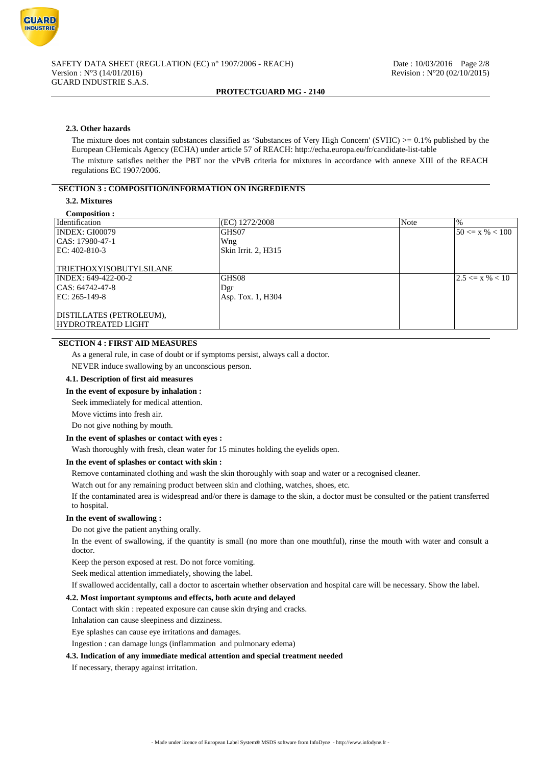### 2.3. Other hazards

The mixture does not contain substances classified as 'Substances of Very High Concern' (SVHC) >= 0.1% published by the European CHemicals Agency (ECHA) under article 57 of REACH: http://echa.europa.eu/fr/candidate-list-table

The mixture satisfies neither the PBT nor the vPvB criteria for mixtures in accordance with annexe XIII of the REACH regulations EC 1907/2006.

## SECTION 3 : COMPOSITION/INFORMATION ON INGREDIENTS

### 3.2. Mixtures

**Composition :**

| Identification | (EC) 1272/2008 | Note | % |
|---|---|---|---|
| INDEX: GI00079<br>CAS: 17980-47-1<br>EC: 402-810-3<br><br>TRIETHOXYISOBUTYLSILANE | GHS07<br>Wng<br>Skin Irrit. 2, H315 | | 50 <= x % < 100 |
| INDEX: 649-422-00-2<br>CAS: 64742-47-8<br>EC: 265-149-8<br><br>DISTILLATES (PETROLEUM), HYDROTREATED LIGHT | GHS08<br>Dgr<br>Asp. Tox. 1, H304 | | 2.5 <= x % < 10 |

## SECTION 4 : FIRST AID MEASURES

As a general rule, in case of doubt or if symptoms persist, always call a doctor.

NEVER induce swallowing by an unconscious person.

### 4.1. Description of first aid measures

**In the event of exposure by inhalation :**

Seek immediately for medical attention.

Move victims into fresh air.

Do not give nothing by mouth.

**In the event of splashes or contact with eyes :**

Wash thoroughly with fresh, clean water for 15 minutes holding the eyelids open.

**In the event of splashes or contact with skin :**

Remove contaminated clothing and wash the skin thoroughly with soap and water or a recognised cleaner.

Watch out for any remaining product between skin and clothing, watches, shoes, etc.

If the contaminated area is widespread and/or there is damage to the skin, a doctor must be consulted or the patient transferred to hospital.

**In the event of swallowing :**

Do not give the patient anything orally.

In the event of swallowing, if the quantity is small (no more than one mouthful), rinse the mouth with water and consult a doctor.

Keep the person exposed at rest. Do not force vomiting.

Seek medical attention immediately, showing the label.

If swallowed accidentally, call a doctor to ascertain whether observation and hospital care will be necessary. Show the label.

### 4.2. Most important symptoms and effects, both acute and delayed

Contact with skin : repeated exposure can cause skin drying and cracks.

Inhalation can cause sleepiness and dizziness.

Eye splashes can cause eye irritations and damages.

Ingestion : can damage lungs (inflammation and pulmonary edema)

### 4.3. Indication of any immediate medical attention and special treatment needed

If necessary, therapy against irritation.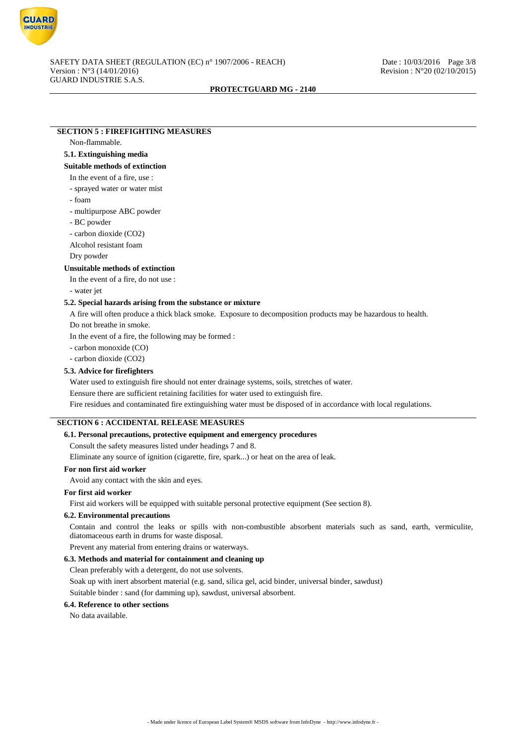## SECTION 5 : FIREFIGHTING MEASURES

Non-flammable.

### 5.1. Extinguishing media

**Suitable methods of extinction**

In the event of a fire, use :

- sprayed water or water mist
- foam
- multipurpose ABC powder
- BC powder
- carbon dioxide ($CO_2$)

Alcohol resistant foam

Dry powder

**Unsuitable methods of extinction**

In the event of a fire, do not use :

- water jet

### 5.2. Special hazards arising from the substance or mixture

A fire will often produce a thick black smoke. Exposure to decomposition products may be hazardous to health.

Do not breathe in smoke.

In the event of a fire, the following may be formed :

- carbon monoxide (CO)
- carbon dioxide ($CO_2$)

### 5.3. Advice for firefighters

Water used to extinguish fire should not enter drainage systems, soils, stretches of water.

Eensure there are sufficient retaining facilities for water used to extinguish fire.

Fire residues and contaminated fire extinguishing water must be disposed of in accordance with local regulations.

## SECTION 6 : ACCIDENTAL RELEASE MEASURES

### 6.1. Personal precautions, protective equipment and emergency procedures

Consult the safety measures listed under headings 7 and 8.

Eliminate any source of ignition (cigarette, fire, spark...) or heat on the area of leak.

**For non first aid worker**

Avoid any contact with the skin and eyes.

**For first aid worker**

First aid workers will be equipped with suitable personal protective equipment (See section 8).

### 6.2. Environmental precautions

Contain and control the leaks or spills with non-combustible absorbent materials such as sand, earth, vermiculite, diatomaceous earth in drums for waste disposal.

Prevent any material from entering drains or waterways.

### 6.3. Methods and material for containment and cleaning up

Clean preferably with a detergent, do not use solvents.

Soak up with inert absorbent material (e.g. sand, silica gel, acid binder, universal binder, sawdust)

Suitable binder : sand (for damming up), sawdust, universal absorbent.

### 6.4. Reference to other sections

No data available.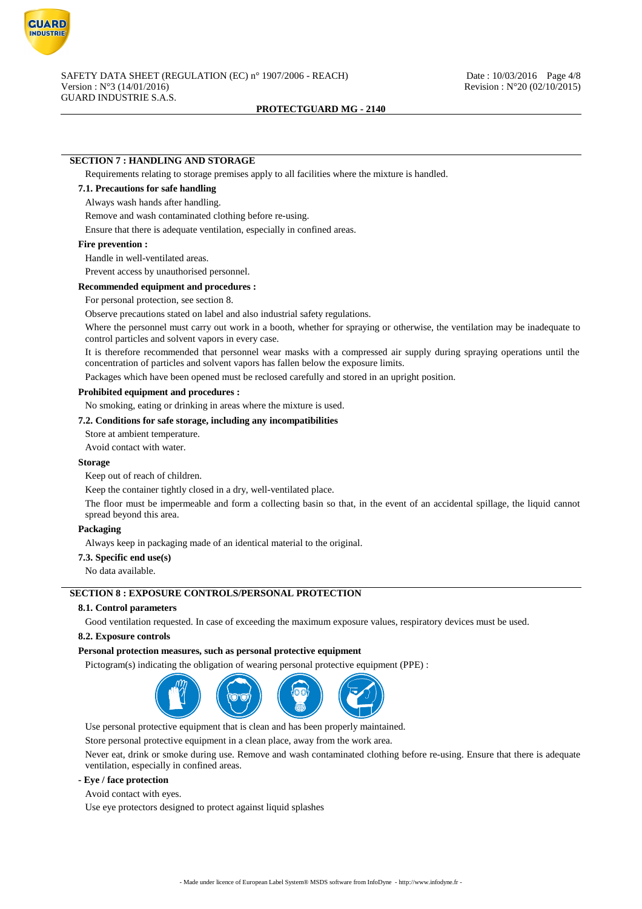## SECTION 7 : HANDLING AND STORAGE

Requirements relating to storage premises apply to all facilities where the mixture is handled.

### 7.1. Precautions for safe handling

Always wash hands after handling.

Remove and wash contaminated clothing before re-using.

Ensure that there is adequate ventilation, especially in confined areas.

**Fire prevention :**

Handle in well-ventilated areas.

Prevent access by unauthorised personnel.

**Recommended equipment and procedures :**

For personal protection, see section 8.

Observe precautions stated on label and also industrial safety regulations.

Where the personnel must carry out work in a booth, whether for spraying or otherwise, the ventilation may be inadequate to control particles and solvent vapors in every case.

It is therefore recommended that personnel wear masks with a compressed air supply during spraying operations until the concentration of particles and solvent vapors has fallen below the exposure limits.

Packages which have been opened must be reclosed carefully and stored in an upright position.

**Prohibited equipment and procedures :**

No smoking, eating or drinking in areas where the mixture is used.

### 7.2. Conditions for safe storage, including any incompatibilities

Store at ambient temperature.

Avoid contact with water.

**Storage**

Keep out of reach of children.

Keep the container tightly closed in a dry, well-ventilated place.

The floor must be impermeable and form a collecting basin so that, in the event of an accidental spillage, the liquid cannot spread beyond this area.

**Packaging**

Always keep in packaging made of an identical material to the original.

### 7.3. Specific end use(s)

No data available.

## SECTION 8 : EXPOSURE CONTROLS/PERSONAL PROTECTION

### 8.1. Control parameters

Good ventilation requested. In case of exceeding the maximum exposure values, respiratory devices must be used.

### 8.2. Exposure controls

**Personal protection measures, such as personal protective equipment**

Pictogram(s) indicating the obligation of wearing personal protective equipment (PPE) :

Use personal protective equipment that is clean and has been properly maintained.

Store personal protective equipment in a clean place, away from the work area.

Never eat, drink or smoke during use. Remove and wash contaminated clothing before re-using. Ensure that there is adequate ventilation, especially in confined areas.

**- Eye / face protection**

Avoid contact with eyes.

Use eye protectors designed to protect against liquid splashes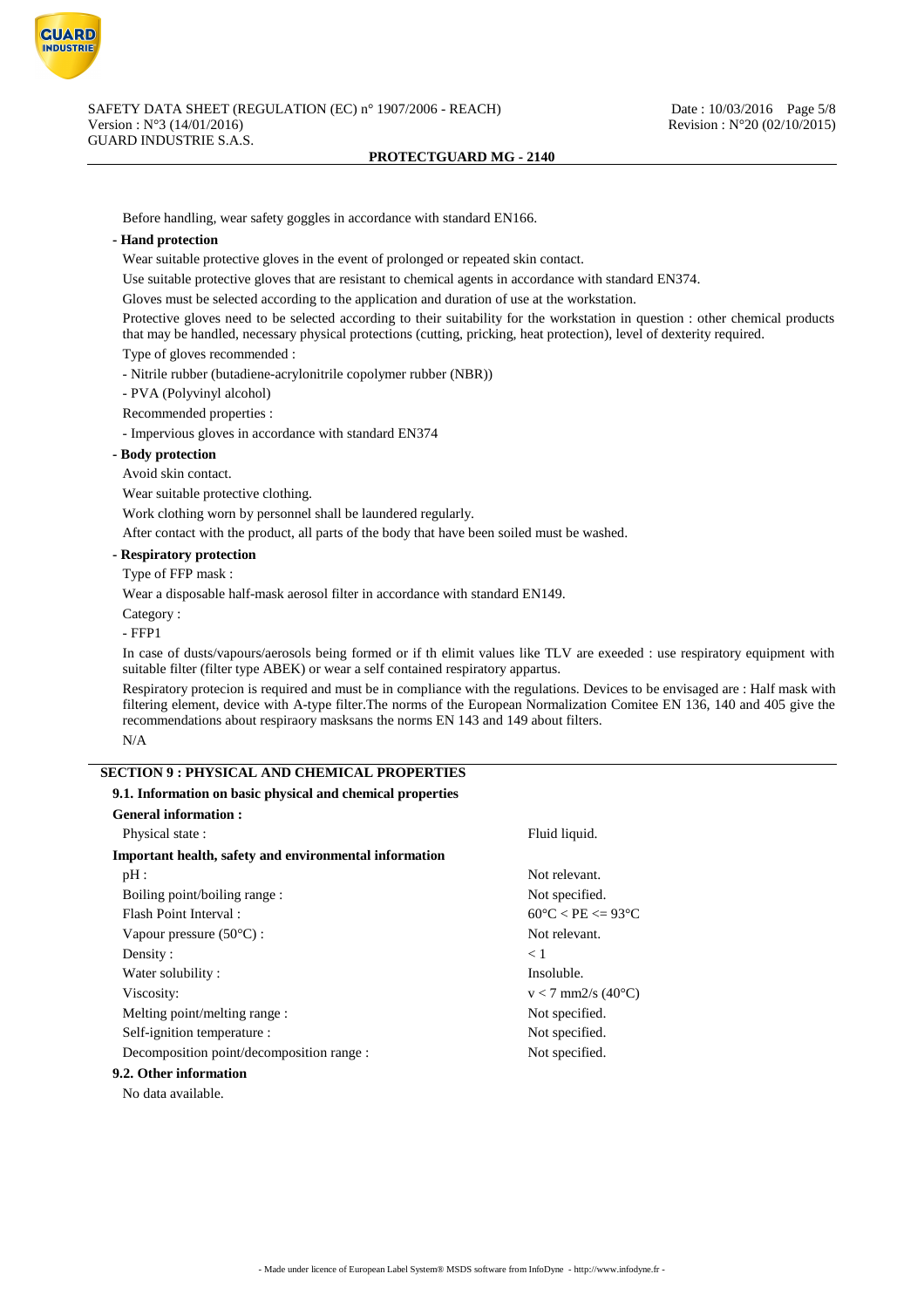Before handling, wear safety goggles in accordance with standard EN166.

**- Hand protection**

Wear suitable protective gloves in the event of prolonged or repeated skin contact.

Use suitable protective gloves that are resistant to chemical agents in accordance with standard EN374.

Gloves must be selected according to the application and duration of use at the workstation.

Protective gloves need to be selected according to their suitability for the workstation in question : other chemical products that may be handled, necessary physical protections (cutting, pricking, heat protection), level of dexterity required.

Type of gloves recommended :

- Nitrile rubber (butadiene-acrylonitrile copolymer rubber (NBR))
- PVA (Polyvinyl alcohol)

Recommended properties :

- Impervious gloves in accordance with standard EN374

**- Body protection**

Avoid skin contact.

Wear suitable protective clothing.

Work clothing worn by personnel shall be laundered regularly.

After contact with the product, all parts of the body that have been soiled must be washed.

**- Respiratory protection**

Type of FFP mask :

Wear a disposable half-mask aerosol filter in accordance with standard EN149.

Category :

- FFP1

In case of dusts/vapours/aerosols being formed or if th elimit values like TLV are exeeded : use respiratory equipment with suitable filter (filter type ABEK) or wear a self contained respiratory appartus.

Respiratory protecion is required and must be in compliance with the regulations. Devices to be envisaged are : Half mask with filtering element, device with A-type filter.The norms of the European Normalization Comitee EN 136, 140 and 405 give the recommendations about respiraory masksans the norms EN 143 and 149 about filters.

N/A

## SECTION 9 : PHYSICAL AND CHEMICAL PROPERTIES

### 9.1. Information on basic physical and chemical properties

**General information :**

| | |
|---|---|
| Physical state : | Fluid liquid. |

**Important health, safety and environmental information**

| | |
|---|---|
| pH : | Not relevant. |
| Boiling point/boiling range : | Not specified. |
| Flash Point Interval : | 60°C < PE <= 93°C |
| Vapour pressure (50°C) : | Not relevant. |
| Density : | < 1 |
| Water solubility : | Insoluble. |
| Viscosity: | v < 7 mm2/s (40°C) |
| Melting point/melting range : | Not specified. |
| Self-ignition temperature : | Not specified. |
| Decomposition point/decomposition range : | Not specified. |

### 9.2. Other information

No data available.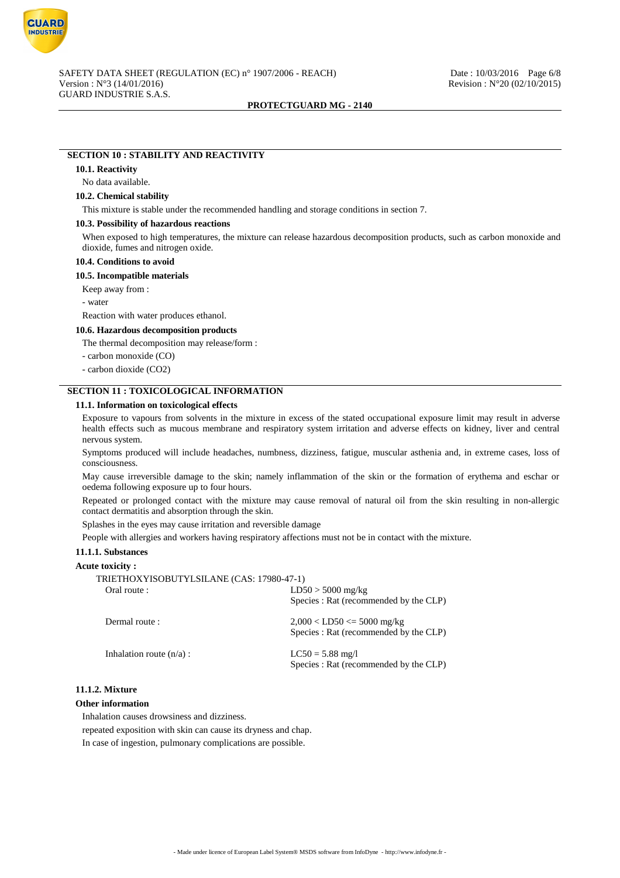## SECTION 10 : STABILITY AND REACTIVITY

### 10.1. Reactivity

No data available.

### 10.2. Chemical stability

This mixture is stable under the recommended handling and storage conditions in section 7.

### 10.3. Possibility of hazardous reactions

When exposed to high temperatures, the mixture can release hazardous decomposition products, such as carbon monoxide and dioxide, fumes and nitrogen oxide.

### 10.4. Conditions to avoid

### 10.5. Incompatible materials

Keep away from :

- water

Reaction with water produces ethanol.

### 10.6. Hazardous decomposition products

The thermal decomposition may release/form :

- carbon monoxide (CO)
- carbon dioxide ($CO_2$)

## SECTION 11 : TOXICOLOGICAL INFORMATION

### 11.1. Information on toxicological effects

Exposure to vapours from solvents in the mixture in excess of the stated occupational exposure limit may result in adverse health effects such as mucous membrane and respiratory system irritation and adverse effects on kidney, liver and central nervous system.

Symptoms produced will include headaches, numbness, dizziness, fatigue, muscular asthenia and, in extreme cases, loss of consciousness.

May cause irreversible damage to the skin; namely inflammation of the skin or the formation of erythema and eschar or oedema following exposure up to four hours.

Repeated or prolonged contact with the mixture may cause removal of natural oil from the skin resulting in non-allergic contact dermatitis and absorption through the skin.

Splashes in the eyes may cause irritation and reversible damage

People with allergies and workers having respiratory affections must not be in contact with the mixture.

#### 11.1.1. Substances

**Acute toxicity :**

TRIETHOXYISOBUTYLSILANE (CAS: 17980-47-1)

| | |
|---|---|
| Oral route : | $LD50 > 5000$ mg/kg<br>Species : Rat (recommended by the CLP) |
| Dermal route : | $2,000 < LD50 <= 5000$ mg/kg<br>Species : Rat (recommended by the CLP) |
| Inhalation route (n/a) : | $LC50 = 5.88$ mg/l<br>Species : Rat (recommended by the CLP) |

#### 11.1.2. Mixture

**Other information**

Inhalation causes drowsiness and dizziness.

repeated exposition with skin can cause its dryness and chap.

In case of ingestion, pulmonary complications are possible.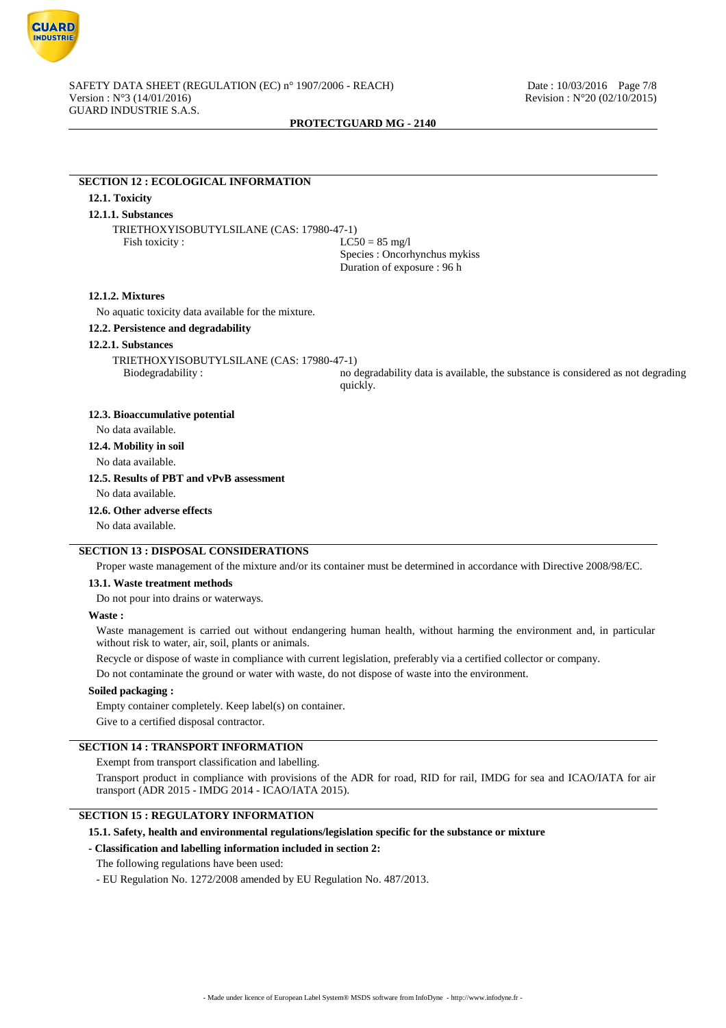## SECTION 12 : ECOLOGICAL INFORMATION

### 12.1. Toxicity

#### 12.1.1. Substances

TRIETHOXYISOBUTYLSILANE (CAS: 17980-47-1)

Fish toxicity : $LC50 = 85$ mg/l
Species : Oncorhynchus mykiss
Duration of exposure : 96 h

#### 12.1.2. Mixtures

No aquatic toxicity data available for the mixture.

### 12.2. Persistence and degradability

#### 12.2.1. Substances

TRIETHOXYISOBUTYLSILANE (CAS: 17980-47-1)

Biodegradability : no degradability data is available, the substance is considered as not degrading quickly.

### 12.3. Bioaccumulative potential

No data available.

### 12.4. Mobility in soil

No data available.

### 12.5. Results of PBT and vPvB assessment

No data available.

### 12.6. Other adverse effects

No data available.

## SECTION 13 : DISPOSAL CONSIDERATIONS

Proper waste management of the mixture and/or its container must be determined in accordance with Directive 2008/98/EC.

### 13.1. Waste treatment methods

Do not pour into drains or waterways.

**Waste :**

Waste management is carried out without endangering human health, without harming the environment and, in particular without risk to water, air, soil, plants or animals.

Recycle or dispose of waste in compliance with current legislation, preferably via a certified collector or company.

Do not contaminate the ground or water with waste, do not dispose of waste into the environment.

**Soiled packaging :**

Empty container completely. Keep label(s) on container.

Give to a certified disposal contractor.

## SECTION 14 : TRANSPORT INFORMATION

Exempt from transport classification and labelling.

Transport product in compliance with provisions of the ADR for road, RID for rail, IMDG for sea and ICAO/IATA for air transport (ADR 2015 - IMDG 2014 - ICAO/IATA 2015).

## SECTION 15 : REGULATORY INFORMATION

### 15.1. Safety, health and environmental regulations/legislation specific for the substance or mixture

**- Classification and labelling information included in section 2:**

The following regulations have been used:

- EU Regulation No. 1272/2008 amended by EU Regulation No. 487/2013.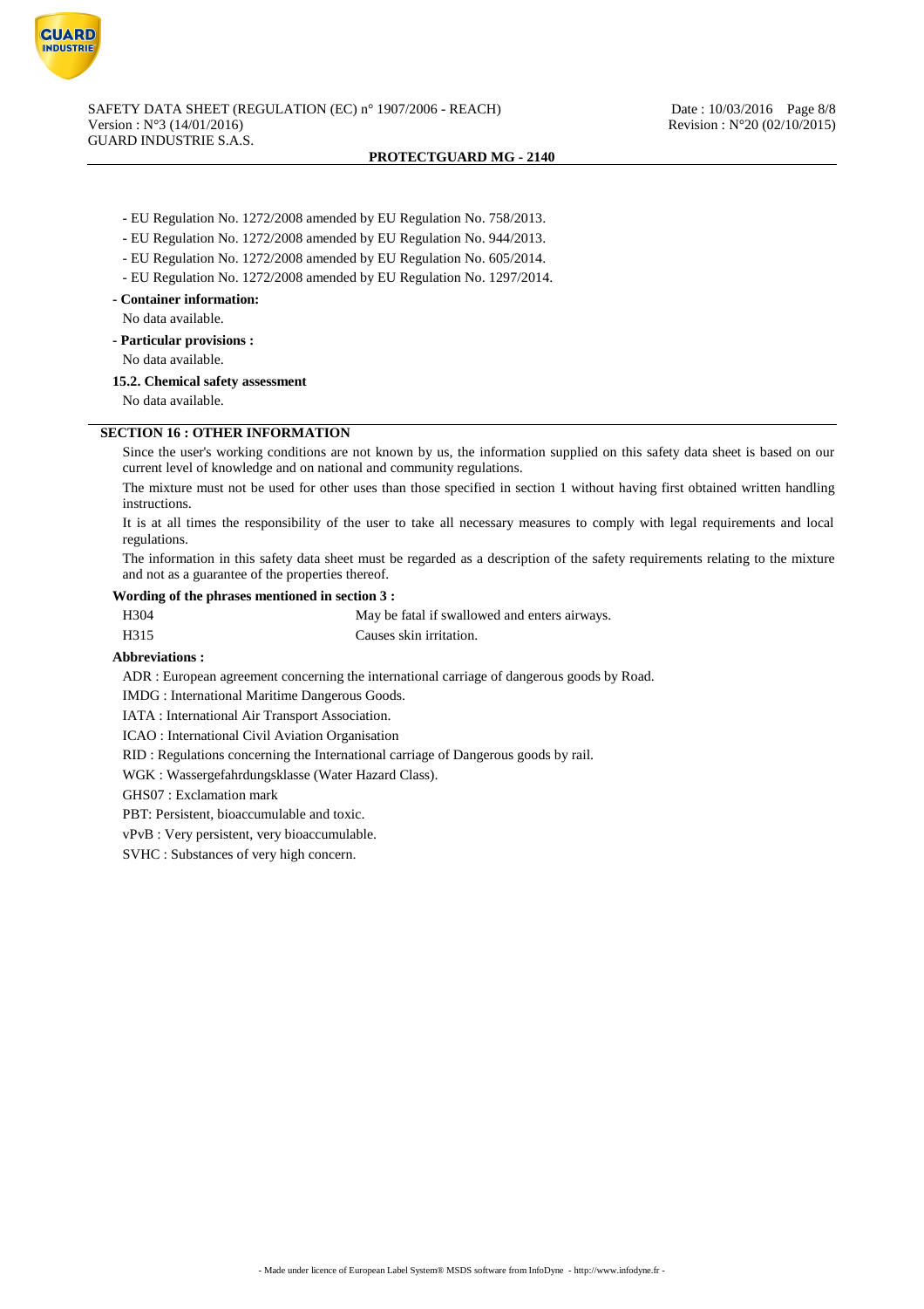- EU Regulation No. 1272/2008 amended by EU Regulation No. 758/2013.
- EU Regulation No. 1272/2008 amended by EU Regulation No. 944/2013.
- EU Regulation No. 1272/2008 amended by EU Regulation No. 605/2014.
- EU Regulation No. 1272/2008 amended by EU Regulation No. 1297/2014.

**- Container information:**

No data available.

**- Particular provisions :**

No data available.

**15.2. Chemical safety assessment**

No data available.

## SECTION 16 : OTHER INFORMATION

Since the user's working conditions are not known by us, the information supplied on this safety data sheet is based on our current level of knowledge and on national and community regulations.

The mixture must not be used for other uses than those specified in section 1 without having first obtained written handling instructions.

It is at all times the responsibility of the user to take all necessary measures to comply with legal requirements and local regulations.

The information in this safety data sheet must be regarded as a description of the safety requirements relating to the mixture and not as a guarantee of the properties thereof.

**Wording of the phrases mentioned in section 3 :**

| | |
|---|---|
| H304 | May be fatal if swallowed and enters airways. |
| H315 | Causes skin irritation. |

**Abbreviations :**

ADR : European agreement concerning the international carriage of dangerous goods by Road.

IMDG : International Maritime Dangerous Goods.

IATA : International Air Transport Association.

ICAO : International Civil Aviation Organisation

RID : Regulations concerning the International carriage of Dangerous goods by rail.

WGK : Wassergefahrdungsklasse (Water Hazard Class).

GHS07 : Exclamation mark

PBT: Persistent, bioaccumulable and toxic.

vPvB : Very persistent, very bioaccumulable.

SVHC : Substances of very high concern.